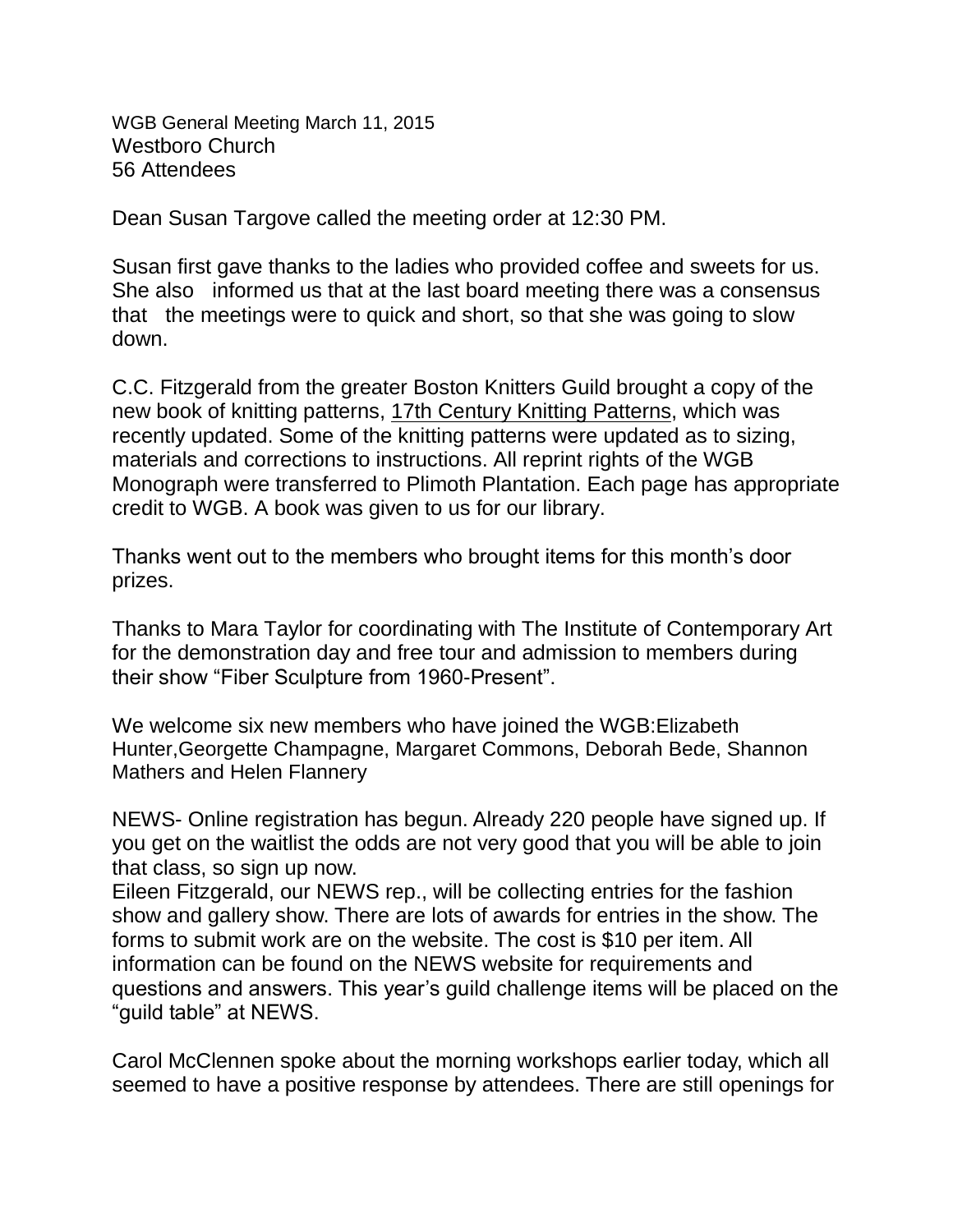WGB General Meeting March 11, 2015
Westboro Church
56 Attendees

Dean Susan Targove called the meeting order at 12:30 PM.

Susan first gave thanks to the ladies who provided coffee and sweets for us. She also informed us that at the last board meeting there was a consensus that the meetings were to quick and short, so that she was going to slow down.

C.C. Fitzgerald from the greater Boston Knitters Guild brought a copy of the new book of knitting patterns, 17th Century Knitting Patterns, which was recently updated. Some of the knitting patterns were updated as to sizing, materials and corrections to instructions. All reprint rights of the WGB Monograph were transferred to Plimoth Plantation. Each page has appropriate credit to WGB. A book was given to us for our library.

Thanks went out to the members who brought items for this month's door prizes.

Thanks to Mara Taylor for coordinating with The Institute of Contemporary Art for the demonstration day and free tour and admission to members during their show "Fiber Sculpture from 1960-Present".

We welcome six new members who have joined the WGB:Elizabeth Hunter,Georgette Champagne, Margaret Commons, Deborah Bede, Shannon Mathers and Helen Flannery

NEWS- Online registration has begun. Already 220 people have signed up. If you get on the waitlist the odds are not very good that you will be able to join that class, so sign up now.
Eileen Fitzgerald, our NEWS rep., will be collecting entries for the fashion show and gallery show. There are lots of awards for entries in the show. The forms to submit work are on the website. The cost is $10 per item. All information can be found on the NEWS website for requirements and questions and answers. This year's guild challenge items will be placed on the "guild table" at NEWS.

Carol McClennen spoke about the morning workshops earlier today, which all seemed to have a positive response by attendees. There are still openings for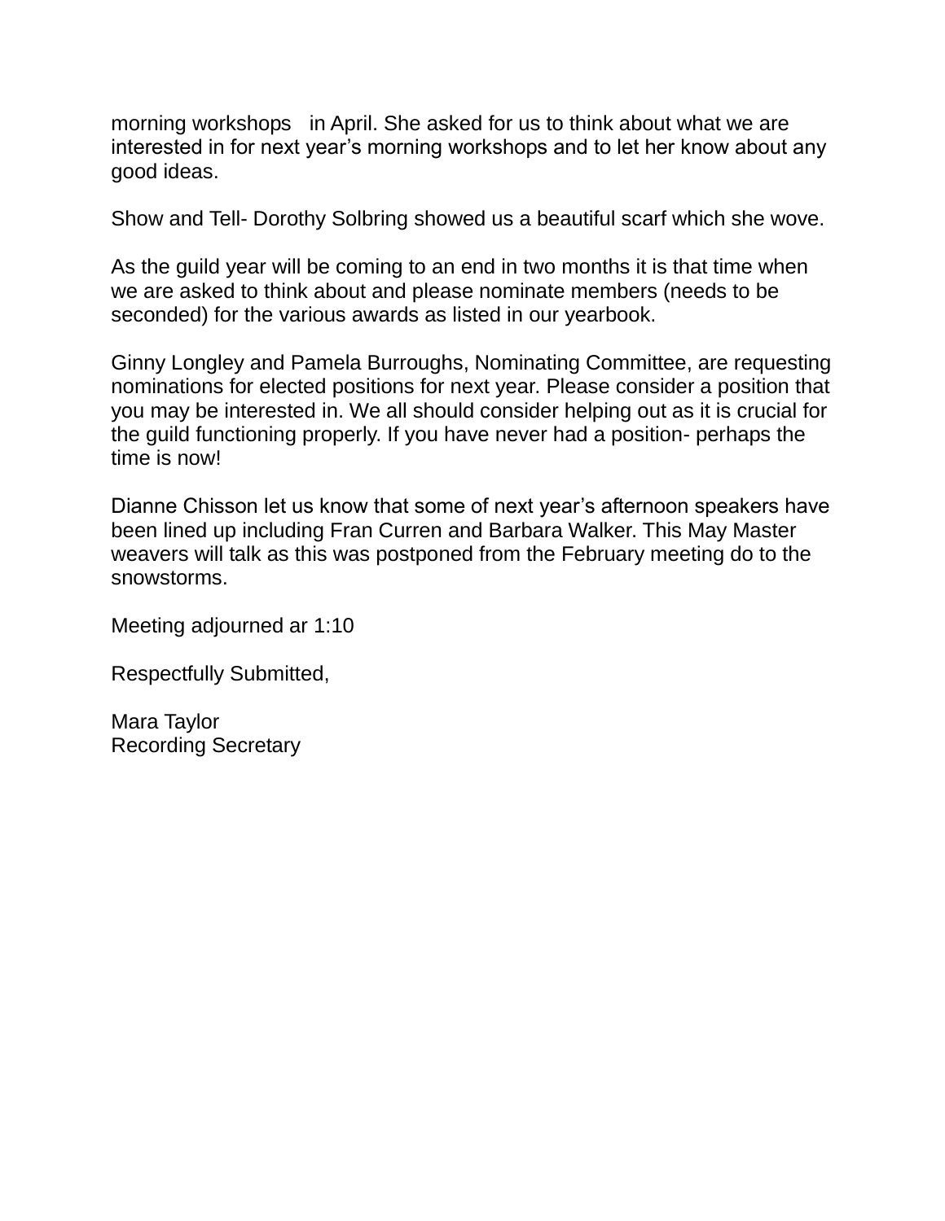morning workshops in April. She asked for us to think about what we are interested in for next year's morning workshops and to let her know about any good ideas.

Show and Tell- Dorothy Solbring showed us a beautiful scarf which she wove.

As the guild year will be coming to an end in two months it is that time when we are asked to think about and please nominate members (needs to be seconded) for the various awards as listed in our yearbook.

Ginny Longley and Pamela Burroughs, Nominating Committee, are requesting nominations for elected positions for next year. Please consider a position that you may be interested in. We all should consider helping out as it is crucial for the guild functioning properly. If you have never had a position- perhaps the time is now!

Dianne Chisson let us know that some of next year's afternoon speakers have been lined up including Fran Curren and Barbara Walker. This May Master weavers will talk as this was postponed from the February meeting do to the snowstorms.

Meeting adjourned ar 1:10

Respectfully Submitted,

Mara Taylor
Recording Secretary